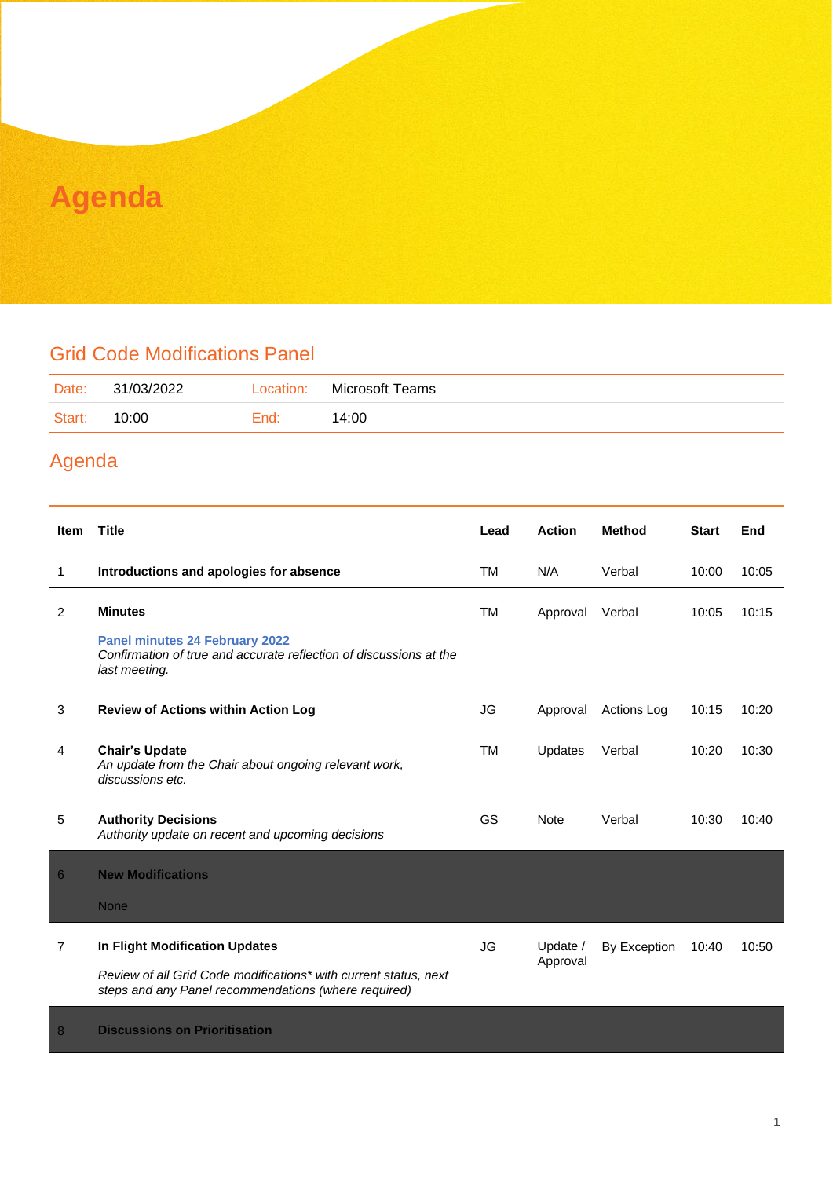# Agenda

## Grid Code Modifications Panel

| Date: | 31/03/2022 | Location: | Microsoft Teams |
|---|---|---|---|
| Start: | 10:00 | End: | 14:00 |

## Agenda

| Item | Title | Lead | Action | Method | Start | End |
|---|---|---|---|---|---|---|
| 1 | **Introductions and apologies for absence** | TM | N/A | Verbal | 10:00 | 10:05 |
| 2 | **Minutes**<br>**Panel minutes 24 February 2022**<br>*Confirmation of true and accurate reflection of discussions at the last meeting.* | TM | Approval | Verbal | 10:05 | 10:15 |
| 3 | **Review of Actions within Action Log** | JG | Approval | Actions Log | 10:15 | 10:20 |
| 4 | **Chair's Update**<br>*An update from the Chair about ongoing relevant work, discussions etc.* | TM | Updates | Verbal | 10:20 | 10:30 |
| 5 | **Authority Decisions**<br>*Authority update on recent and upcoming decisions* | GS | Note | Verbal | 10:30 | 10:40 |
| 6 | **New Modifications**<br>None | | | | | |
| 7 | **In Flight Modification Updates**<br>*Review of all Grid Code modifications\* with current status, next steps and any Panel recommendations (where required)* | JG | Update / Approval | By Exception | 10:40 | 10:50 |
| 8 | **Discussions on Prioritisation** | | | | | |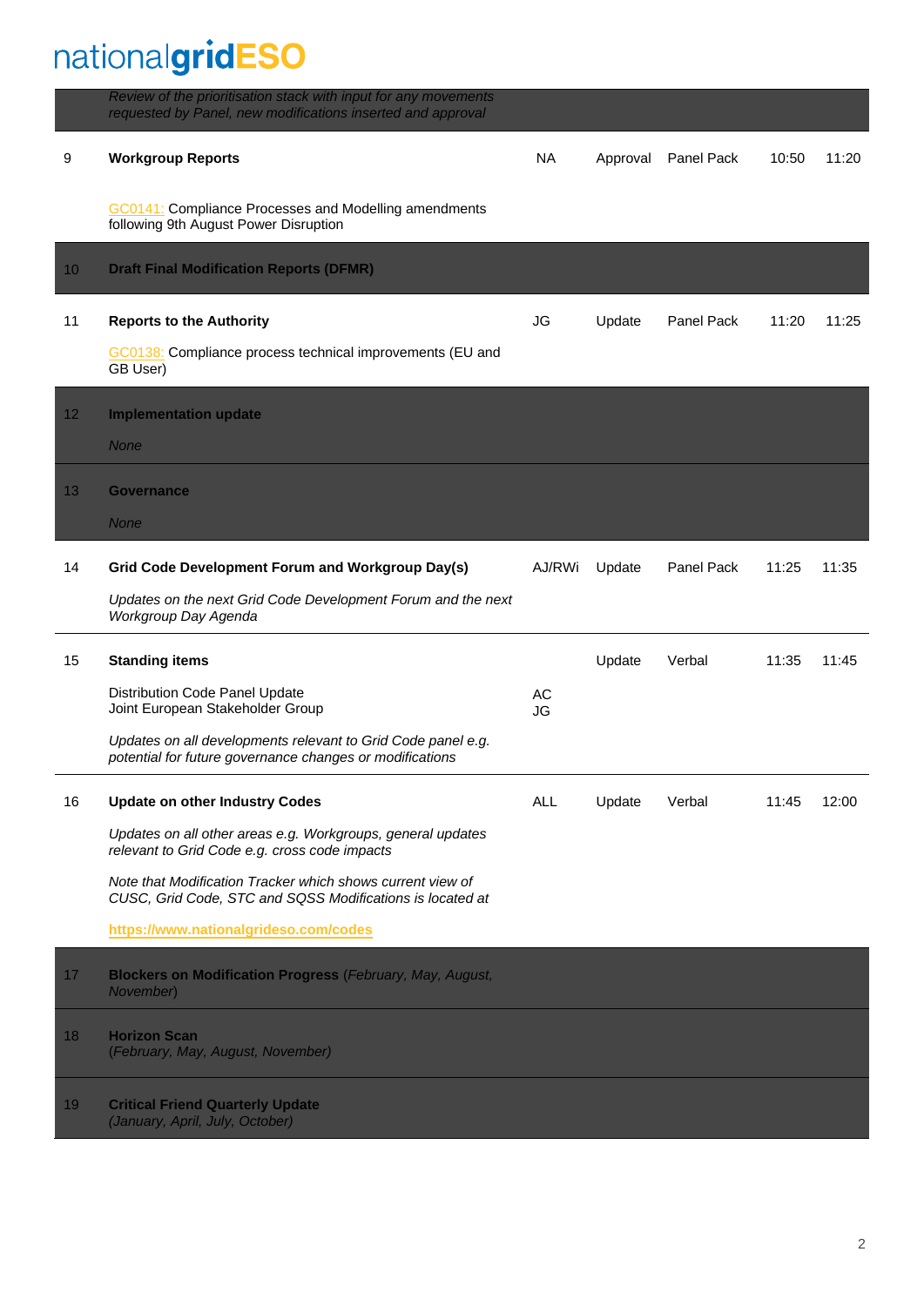| | | | | | | |
|---|---|---|---|---|---|---|
| | *Review of the prioritisation stack with input for any movements requested by Panel, new modifications inserted and approval* | | | | | |
| 9 | **Workgroup Reports**<br><br>GC0141: Compliance Processes and Modelling amendments following 9th August Power Disruption | NA | Approval | Panel Pack | 10:50 | 11:20 |
| 10 | **Draft Final Modification Reports (DFMR)** | | | | | |
| 11 | **Reports to the Authority**<br><br>GC0138: Compliance process technical improvements (EU and GB User) | JG | Update | Panel Pack | 11:20 | 11:25 |
| 12 | **Implementation update**<br><br>*None* | | | | | |
| 13 | **Governance**<br><br>*None* | | | | | |
| 14 | **Grid Code Development Forum and Workgroup Day(s)**<br><br>*Updates on the next Grid Code Development Forum and the next Workgroup Day Agenda* | AJ/RWi | Update | Panel Pack | 11:25 | 11:35 |
| 15 | **Standing items**<br><br>Distribution Code Panel Update<br>Joint European Stakeholder Group<br><br>*Updates on all developments relevant to Grid Code panel e.g. potential for future governance changes or modifications* | <br><br>AC<br>JG | Update | Verbal | 11:35 | 11:45 |
| 16 | **Update on other Industry Codes**<br><br>*Updates on all other areas e.g. Workgroups, general updates relevant to Grid Code e.g. cross code impacts*<br><br>*Note that Modification Tracker which shows current view of CUSC, Grid Code, STC and SQSS Modifications is located at*<br><br>**https://www.nationalgrideso.com/codes** | ALL | Update | Verbal | 11:45 | 12:00 |
| 17 | **Blockers on Modification Progress** (*February, May, August, November*) | | | | | |
| 18 | **Horizon Scan**<br>*(February, May, August, November)* | | | | | |
| 19 | **Critical Friend Quarterly Update**<br>*(January, April, July, October)* | | | | | |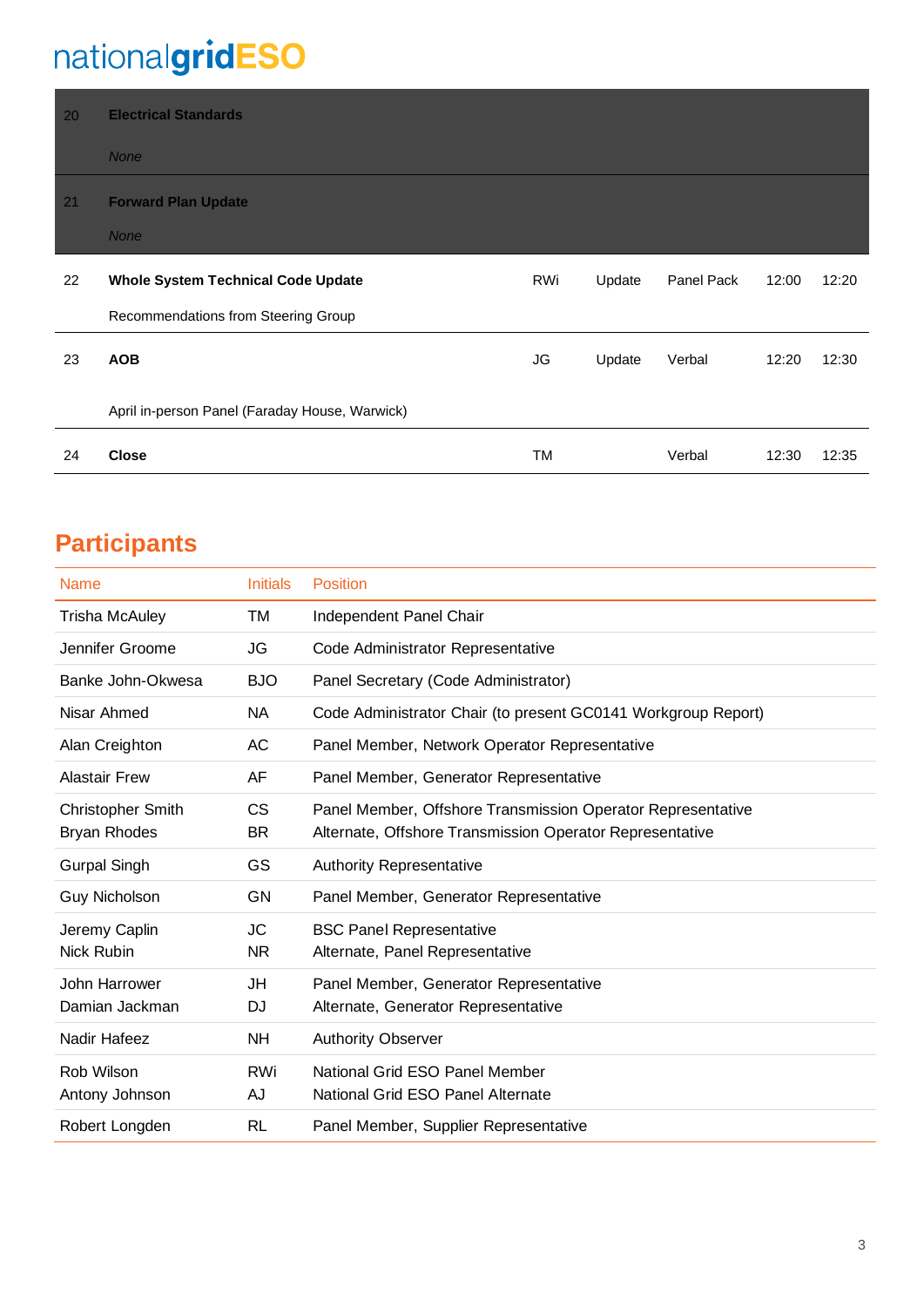| | | | | | | |
|---|---|---|---|---|---|---|
| 20 | **Electrical Standards**<br><br>*None* | | | | | |
| 21 | **Forward Plan Update**<br><br>*None* | | | | | |
| 22 | **Whole System Technical Code Update**<br><br>Recommendations from Steering Group | RWi | Update | Panel Pack | 12:00 | 12:20 |
| 23 | **AOB**<br><br>April in-person Panel (Faraday House, Warwick) | JG | Update | Verbal | 12:20 | 12:30 |
| 24 | **Close** | TM | | Verbal | 12:30 | 12:35 |

## Participants

| Name | Initials | Position |
|---|---|---|
| Trisha McAuley | TM | Independent Panel Chair |
| Jennifer Groome | JG | Code Administrator Representative |
| Banke John-Okwesa | BJO | Panel Secretary (Code Administrator) |
| Nisar Ahmed | NA | Code Administrator Chair (to present GC0141 Workgroup Report) |
| Alan Creighton | AC | Panel Member, Network Operator Representative |
| Alastair Frew | AF | Panel Member, Generator Representative |
| Christopher Smith<br>Bryan Rhodes | CS<br>BR | Panel Member, Offshore Transmission Operator Representative<br>Alternate, Offshore Transmission Operator Representative |
| Gurpal Singh | GS | Authority Representative |
| Guy Nicholson | GN | Panel Member, Generator Representative |
| Jeremy Caplin<br>Nick Rubin | JC<br>NR | BSC Panel Representative<br>Alternate, Panel Representative |
| John Harrower<br>Damian Jackman | JH<br>DJ | Panel Member, Generator Representative<br>Alternate, Generator Representative |
| Nadir Hafeez | NH | Authority Observer |
| Rob Wilson<br>Antony Johnson | RWi<br>AJ | National Grid ESO Panel Member<br>National Grid ESO Panel Alternate |
| Robert Longden | RL | Panel Member, Supplier Representative |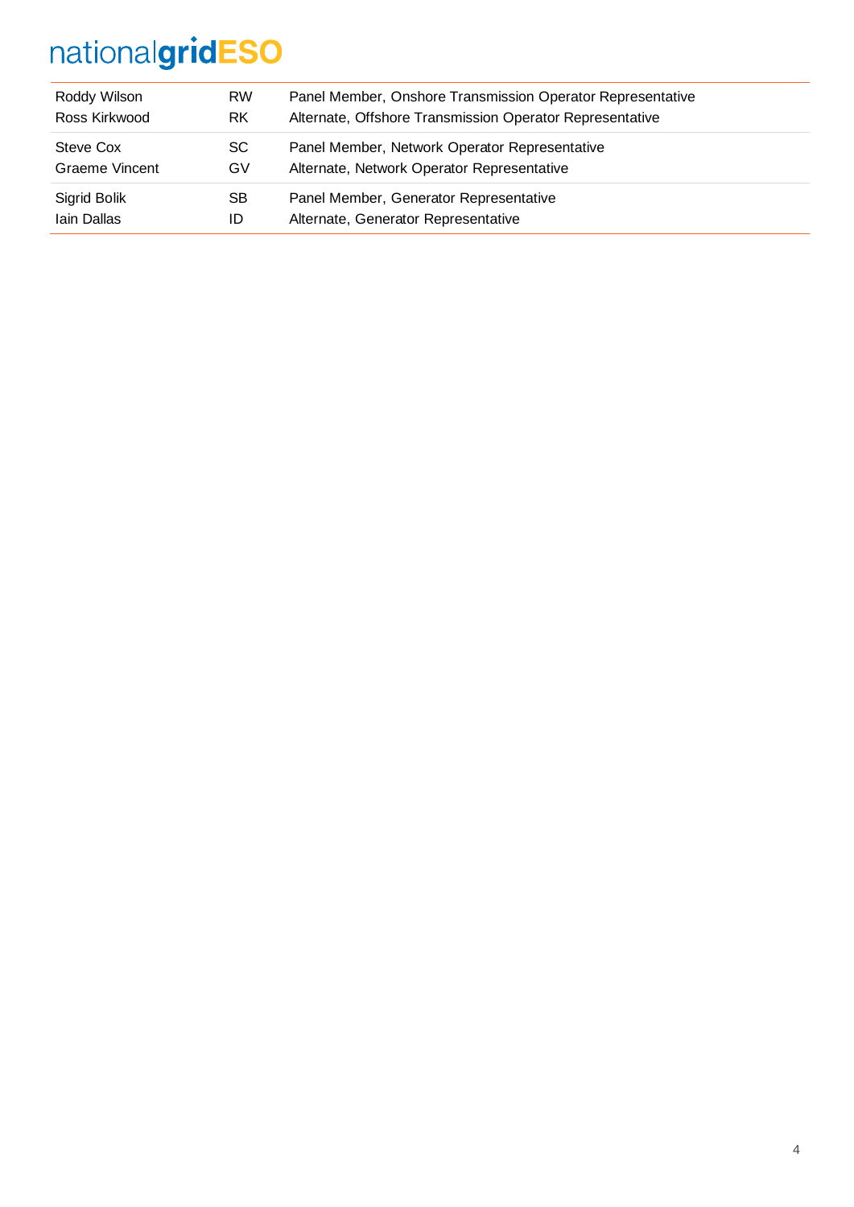| | | |
|---|---|---|
| Roddy Wilson | RW | Panel Member, Onshore Transmission Operator Representative |
| Ross Kirkwood | RK | Alternate, Offshore Transmission Operator Representative |
| Steve Cox | SC | Panel Member, Network Operator Representative |
| Graeme Vincent | GV | Alternate, Network Operator Representative |
| Sigrid Bolik | SB | Panel Member, Generator Representative |
| Iain Dallas | ID | Alternate, Generator Representative |